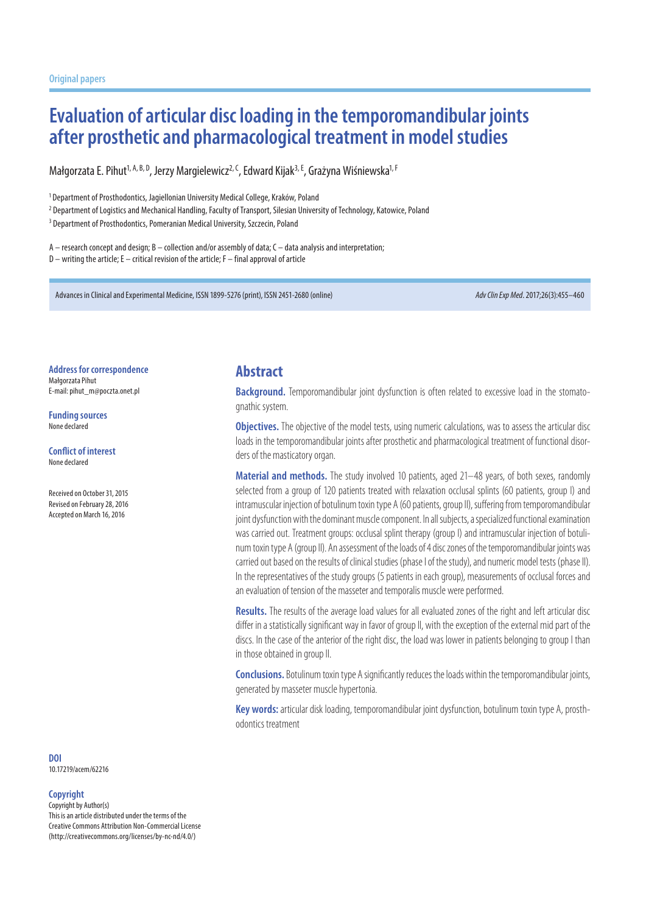Original papers

# Evaluation of articular disc loading in the temporomandibular joints after prosthetic and pharmacological treatment in model studies

Małgorzata E. Pihut[1, A, B, D], Jerzy Margielewicz[2, C], Edward Kijak[3, E], Grażyna Wiśniewska[1, F]

[1] Department of Prosthodontics, Jagiellonian University Medical College, Kraków, Poland

[2] Department of Logistics and Mechanical Handling, Faculty of Transport, Silesian University of Technology, Katowice, Poland

[3] Department of Prosthodontics, Pomeranian Medical University, Szczecin, Poland

A – research concept and design; B – collection and/or assembly of data; C – data analysis and interpretation;
D – writing the article; E – critical revision of the article; F – final approval of article

Advances in Clinical and Experimental Medicine, ISSN 1899-5276 (print), ISSN 2451-2680 (online)

**Address for correspondence**
Małgorzata Pihut
E-mail: pihut_m@poczta.onet.pl

**Funding sources**
None declared

**Conflict of interest**
None declared

Received on October 31, 2015
Revised on February 28, 2016
Accepted on March 16, 2016

## Abstract

**Background.** Temporomandibular joint dysfunction is often related to excessive load in the stomatognathic system.

**Objectives.** The objective of the model tests, using numeric calculations, was to assess the articular disc loads in the temporomandibular joints after prosthetic and pharmacological treatment of functional disorders of the masticatory organ.

**Material and methods.** The study involved 10 patients, aged 21–48 years, of both sexes, randomly selected from a group of 120 patients treated with relaxation occlusal splints (60 patients, group I) and intramuscular injection of botulinum toxin type A (60 patients, group II), suffering from temporomandibular joint dysfunction with the dominant muscle component. In all subjects, a specialized functional examination was carried out. Treatment groups: occlusal splint therapy (group I) and intramuscular injection of botulinum toxin type A (group II). An assessment of the loads of 4 disc zones of the temporomandibular joints was carried out based on the results of clinical studies (phase I of the study), and numeric model tests (phase II). In the representatives of the study groups (5 patients in each group), measurements of occlusal forces and an evaluation of tension of the masseter and temporalis muscle were performed.

**Results.** The results of the average load values for all evaluated zones of the right and left articular disc differ in a statistically significant way in favor of group II, with the exception of the external mid part of the discs. In the case of the anterior of the right disc, the load was lower in patients belonging to group I than in those obtained in group II.

**Conclusions.** Botulinum toxin type A significantly reduces the loads within the temporomandibular joints, generated by masseter muscle hypertonia.

**Key words:** articular disk loading, temporomandibular joint dysfunction, botulinum toxin type A, prosthodontics treatment

**DOI**
10.17219/acem/62216

**Copyright**
Copyright by Author(s)
This is an article distributed under the terms of the Creative Commons Attribution Non-Commercial License (http://creativecommons.org/licenses/by-nc-nd/4.0/)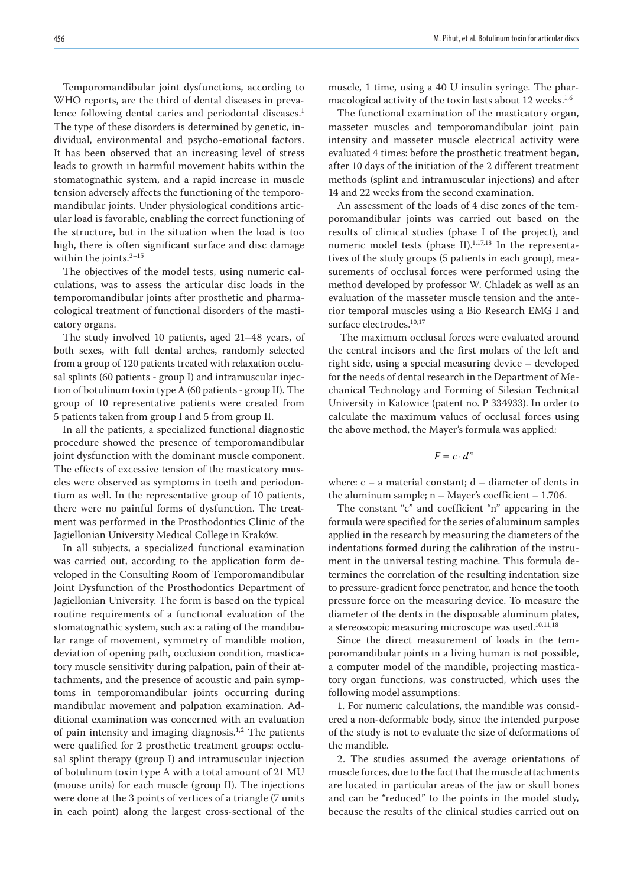Temporomandibular joint dysfunctions, according to WHO reports, are the third of dental diseases in prevalence following dental caries and periodontal diseases.[1] The type of these disorders is determined by genetic, individual, environmental and psycho-emotional factors. It has been observed that an increasing level of stress leads to growth in harmful movement habits within the stomatognathic system, and a rapid increase in muscle tension adversely affects the functioning of the temporomandibular joints. Under physiological conditions articular load is favorable, enabling the correct functioning of the structure, but in the situation when the load is too high, there is often significant surface and disc damage within the joints.[2–15]

The objectives of the model tests, using numeric calculations, was to assess the articular disc loads in the temporomandibular joints after prosthetic and pharmacological treatment of functional disorders of the masticatory organs.

The study involved 10 patients, aged 21–48 years, of both sexes, with full dental arches, randomly selected from a group of 120 patients treated with relaxation occlusal splints (60 patients - group I) and intramuscular injection of botulinum toxin type A (60 patients - group II). The group of 10 representative patients were created from 5 patients taken from group I and 5 from group II.

In all the patients, a specialized functional diagnostic procedure showed the presence of temporomandibular joint dysfunction with the dominant muscle component. The effects of excessive tension of the masticatory muscles were observed as symptoms in teeth and periodontium as well. In the representative group of 10 patients, there were no painful forms of dysfunction. The treatment was performed in the Prosthodontics Clinic of the Jagiellonian University Medical College in Kraków.

In all subjects, a specialized functional examination was carried out, according to the application form developed in the Consulting Room of Temporomandibular Joint Dysfunction of the Prosthodontics Department of Jagiellonian University. The form is based on the typical routine requirements of a functional evaluation of the stomatognathic system, such as: a rating of the mandibular range of movement, symmetry of mandible motion, deviation of opening path, occlusion condition, masticatory muscle sensitivity during palpation, pain of their attachments, and the presence of acoustic and pain symptoms in temporomandibular joints occurring during mandibular movement and palpation examination. Additional examination was concerned with an evaluation of pain intensity and imaging diagnosis.[1,2] The patients were qualified for 2 prosthetic treatment groups: occlusal splint therapy (group I) and intramuscular injection of botulinum toxin type A with a total amount of 21 MU (mouse units) for each muscle (group II). The injections were done at the 3 points of vertices of a triangle (7 units in each point) along the largest cross-sectional of the muscle, 1 time, using a 40 U insulin syringe. The pharmacological activity of the toxin lasts about 12 weeks.[1,6]

The functional examination of the masticatory organ, masseter muscles and temporomandibular joint pain intensity and masseter muscle electrical activity were evaluated 4 times: before the prosthetic treatment began, after 10 days of the initiation of the 2 different treatment methods (splint and intramuscular injections) and after 14 and 22 weeks from the second examination.

An assessment of the loads of 4 disc zones of the temporomandibular joints was carried out based on the results of clinical studies (phase I of the project), and numeric model tests (phase II).[1,17,18] In the representatives of the study groups (5 patients in each group), measurements of occlusal forces were performed using the method developed by professor W. Chladek as well as an evaluation of the masseter muscle tension and the anterior temporal muscles using a Bio Research EMG I and surface electrodes.[10,17]

The maximum occlusal forces were evaluated around the central incisors and the first molars of the left and right side, using a special measuring device – developed for the needs of dental research in the Department of Mechanical Technology and Forming of Silesian Technical University in Katowice (patent no. P 334933). In order to calculate the maximum values of occlusal forces using the above method, the Mayer's formula was applied:

$$F = c \cdot d^{n}$$

where: c – a material constant; d – diameter of dents in the aluminum sample; n – Mayer's coefficient – 1.706.

The constant "c" and coefficient "n" appearing in the formula were specified for the series of aluminum samples applied in the research by measuring the diameters of the indentations formed during the calibration of the instrument in the universal testing machine. This formula determines the correlation of the resulting indentation size to pressure-gradient force penetrator, and hence the tooth pressure force on the measuring device. To measure the diameter of the dents in the disposable aluminum plates, a stereoscopic measuring microscope was used.[10,11,18]

Since the direct measurement of loads in the temporomandibular joints in a living human is not possible, a computer model of the mandible, projecting masticatory organ functions, was constructed, which uses the following model assumptions:

1. For numeric calculations, the mandible was considered a non-deformable body, since the intended purpose of the study is not to evaluate the size of deformations of the mandible.

2. The studies assumed the average orientations of muscle forces, due to the fact that the muscle attachments are located in particular areas of the jaw or skull bones and can be "reduced" to the points in the model study, because the results of the clinical studies carried out on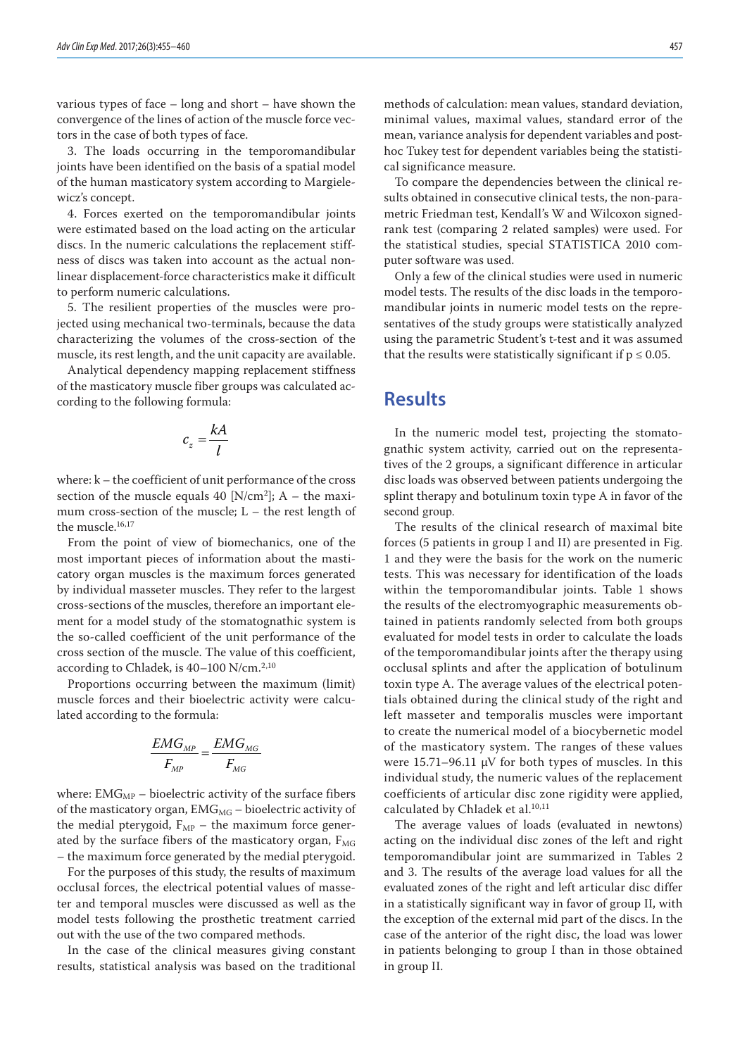various types of face – long and short – have shown the convergence of the lines of action of the muscle force vectors in the case of both types of face.

3. The loads occurring in the temporomandibular joints have been identified on the basis of a spatial model of the human masticatory system according to Margielewicz's concept.

4. Forces exerted on the temporomandibular joints were estimated based on the load acting on the articular discs. In the numeric calculations the replacement stiffness of discs was taken into account as the actual nonlinear displacement-force characteristics make it difficult to perform numeric calculations.

5. The resilient properties of the muscles were projected using mechanical two-terminals, because the data characterizing the volumes of the cross-section of the muscle, its rest length, and the unit capacity are available.

Analytical dependency mapping replacement stiffness of the masticatory muscle fiber groups was calculated according to the following formula:

$$c_z = \frac{kA}{l}$$

where: k – the coefficient of unit performance of the cross section of the muscle equals 40 [N/cm$^2$]; A – the maximum cross-section of the muscle; L – the rest length of the muscle.[16,17]

From the point of view of biomechanics, one of the most important pieces of information about the masticatory organ muscles is the maximum forces generated by individual masseter muscles. They refer to the largest cross-sections of the muscles, therefore an important element for a model study of the stomatognathic system is the so-called coefficient of the unit performance of the cross section of the muscle. The value of this coefficient, according to Chladek, is 40–100 N/cm.[2,10]

Proportions occurring between the maximum (limit) muscle forces and their bioelectric activity were calculated according to the formula:

$$\frac{EMG_{MP}}{F_{MP}} = \frac{EMG_{MG}}{F_{MG}}$$

where: $EMG_{MP}$ – bioelectric activity of the surface fibers of the masticatory organ, $EMG_{MG}$ – bioelectric activity of the medial pterygoid, $F_{MP}$ – the maximum force generated by the surface fibers of the masticatory organ, $F_{MG}$ – the maximum force generated by the medial pterygoid.

For the purposes of this study, the results of maximum occlusal forces, the electrical potential values of masseter and temporal muscles were discussed as well as the model tests following the prosthetic treatment carried out with the use of the two compared methods.

In the case of the clinical measures giving constant results, statistical analysis was based on the traditional methods of calculation: mean values, standard deviation, minimal values, maximal values, standard error of the mean, variance analysis for dependent variables and post-hoc Tukey test for dependent variables being the statistical significance measure.

To compare the dependencies between the clinical results obtained in consecutive clinical tests, the non-parametric Friedman test, Kendall's W and Wilcoxon signed-rank test (comparing 2 related samples) were used. For the statistical studies, special STATISTICA 2010 computer software was used.

Only a few of the clinical studies were used in numeric model tests. The results of the disc loads in the temporomandibular joints in numeric model tests on the representatives of the study groups were statistically analyzed using the parametric Student's t-test and it was assumed that the results were statistically significant if $p \leq 0.05$.

## Results

In the numeric model test, projecting the stomatognathic system activity, carried out on the representatives of the 2 groups, a significant difference in articular disc loads was observed between patients undergoing the splint therapy and botulinum toxin type A in favor of the second group.

The results of the clinical research of maximal bite forces (5 patients in group I and II) are presented in Fig. 1 and they were the basis for the work on the numeric tests. This was necessary for identification of the loads within the temporomandibular joints. Table 1 shows the results of the electromyographic measurements obtained in patients randomly selected from both groups evaluated for model tests in order to calculate the loads of the temporomandibular joints after the therapy using occlusal splints and after the application of botulinum toxin type A. The average values of the electrical potentials obtained during the clinical study of the right and left masseter and temporalis muscles were important to create the numerical model of a biocybernetic model of the masticatory system. The ranges of these values were 15.71–96.11 µV for both types of muscles. In this individual study, the numeric values of the replacement coefficients of articular disc zone rigidity were applied, calculated by Chladek et al.[10,11]

The average values of loads (evaluated in newtons) acting on the individual disc zones of the left and right temporomandibular joint are summarized in Tables 2 and 3. The results of the average load values for all the evaluated zones of the right and left articular disc differ in a statistically significant way in favor of group II, with the exception of the external mid part of the discs. In the case of the anterior of the right disc, the load was lower in patients belonging to group I than in those obtained in group II.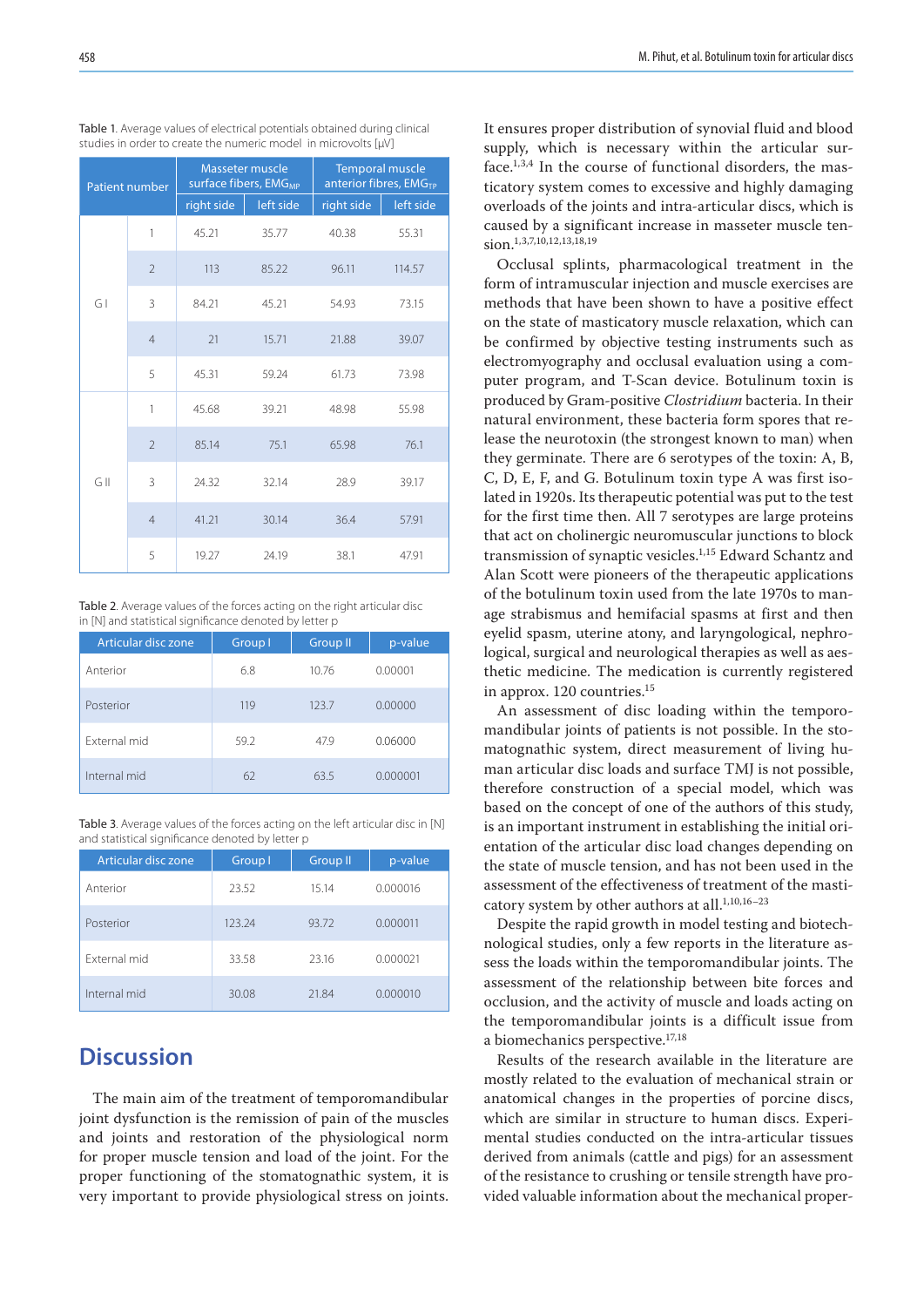Table 1. Average values of electrical potentials obtained during clinical studies in order to create the numeric model in microvolts [µV]

| Patient number | | Masseter muscle surface fibers, $EMG_{MP}$ | | Temporal muscle anterior fibres, $EMG_{TP}$ | |
|---|---|---|---|---|---|
| | | right side | left side | right side | left side |
| G I | 1 | 45.21 | 35.77 | 40.38 | 55.31 |
| | 2 | 113 | 85.22 | 96.11 | 114.57 |
| | 3 | 84.21 | 45.21 | 54.93 | 73.15 |
| | 4 | 21 | 15.71 | 21.88 | 39.07 |
| | 5 | 45.31 | 59.24 | 61.73 | 73.98 |
| G II | 1 | 45.68 | 39.21 | 48.98 | 55.98 |
| | 2 | 85.14 | 75.1 | 65.98 | 76.1 |
| | 3 | 24.32 | 32.14 | 28.9 | 39.17 |
| | 4 | 41.21 | 30.14 | 36.4 | 57.91 |
| | 5 | 19.27 | 24.19 | 38.1 | 47.91 |

Table 2. Average values of the forces acting on the right articular disc in [N] and statistical significance denoted by letter p

| Articular disc zone | Group I | Group II | p-value |
|---|---|---|---|
| Anterior | 6.8 | 10.76 | 0.00001 |
| Posterior | 119 | 123.7 | 0.00000 |
| External mid | 59.2 | 47.9 | 0.06000 |
| Internal mid | 62 | 63.5 | 0.000001 |

Table 3. Average values of the forces acting on the left articular disc in [N] and statistical significance denoted by letter p

| Articular disc zone | Group I | Group II | p-value |
|---|---|---|---|
| Anterior | 23.52 | 15.14 | 0.000016 |
| Posterior | 123.24 | 93.72 | 0.000011 |
| External mid | 33.58 | 23.16 | 0.000021 |
| Internal mid | 30.08 | 21.84 | 0.000010 |

# Discussion

The main aim of the treatment of temporomandibular joint dysfunction is the remission of pain of the muscles and joints and restoration of the physiological norm for proper muscle tension and load of the joint. For the proper functioning of the stomatognathic system, it is very important to provide physiological stress on joints. It ensures proper distribution of synovial fluid and blood supply, which is necessary within the articular surface.[1,3,4] In the course of functional disorders, the masticatory system comes to excessive and highly damaging overloads of the joints and intra-articular discs, which is caused by a significant increase in masseter muscle tension.[1,3,7,10,12,13,18,19]

Occlusal splints, pharmacological treatment in the form of intramuscular injection and muscle exercises are methods that have been shown to have a positive effect on the state of masticatory muscle relaxation, which can be confirmed by objective testing instruments such as electromyography and occlusal evaluation using a computer program, and T-Scan device. Botulinum toxin is produced by Gram-positive *Clostridium* bacteria. In their natural environment, these bacteria form spores that release the neurotoxin (the strongest known to man) when they germinate. There are 6 serotypes of the toxin: A, B, C, D, E, F, and G. Botulinum toxin type A was first isolated in 1920s. Its therapeutic potential was put to the test for the first time then. All 7 serotypes are large proteins that act on cholinergic neuromuscular junctions to block transmission of synaptic vesicles.[1,15] Edward Schantz and Alan Scott were pioneers of the therapeutic applications of the botulinum toxin used from the late 1970s to manage strabismus and hemifacial spasms at first and then eyelid spasm, uterine atony, and laryngological, nephrological, surgical and neurological therapies as well as aesthetic medicine. The medication is currently registered in approx. 120 countries.[15]

An assessment of disc loading within the temporomandibular joints of patients is not possible. In the stomatognathic system, direct measurement of living human articular disc loads and surface TMJ is not possible, therefore construction of a special model, which was based on the concept of one of the authors of this study, is an important instrument in establishing the initial orientation of the articular disc load changes depending on the state of muscle tension, and has not been used in the assessment of the effectiveness of treatment of the masticatory system by other authors at all.[1,10,16–23]

Despite the rapid growth in model testing and biotechnological studies, only a few reports in the literature assess the loads within the temporomandibular joints. The assessment of the relationship between bite forces and occlusion, and the activity of muscle and loads acting on the temporomandibular joints is a difficult issue from a biomechanics perspective.[17,18]

Results of the research available in the literature are mostly related to the evaluation of mechanical strain or anatomical changes in the properties of porcine discs, which are similar in structure to human discs. Experimental studies conducted on the intra-articular tissues derived from animals (cattle and pigs) for an assessment of the resistance to crushing or tensile strength have provided valuable information about the mechanical proper-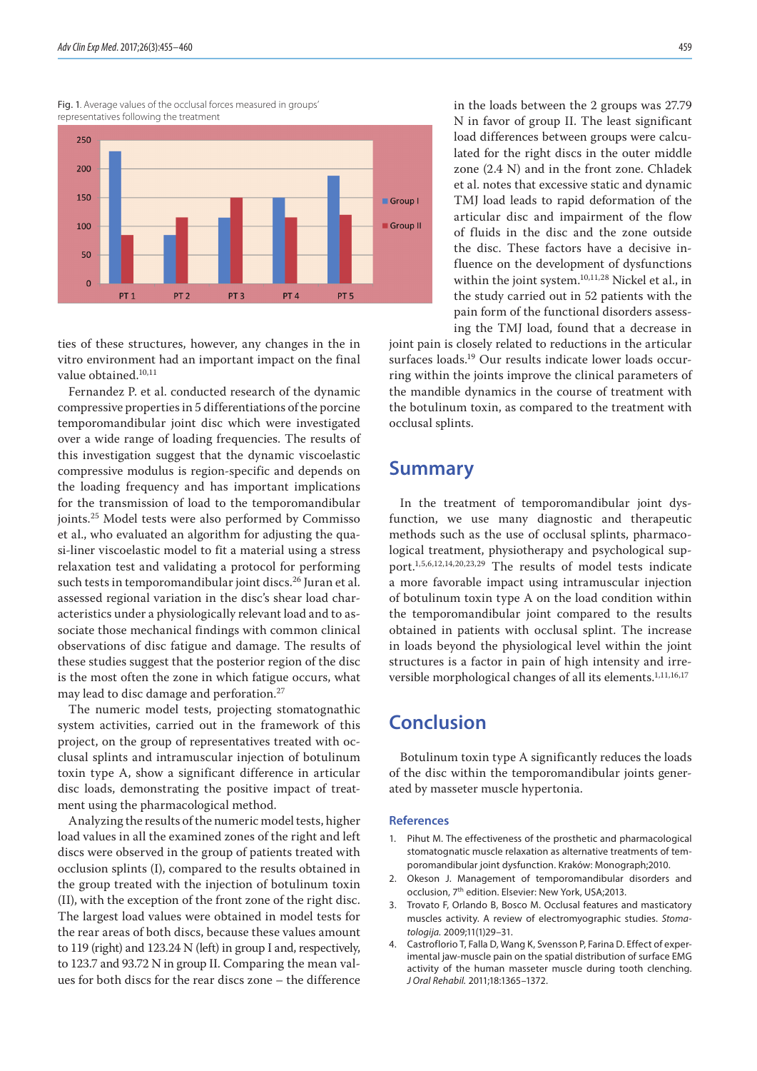Fig. 1. Average values of the occlusal forces measured in groups' representatives following the treatment

ties of these structures, however, any changes in the in vitro environment had an important impact on the final value obtained.[10,11]

Fernandez P. et al. conducted research of the dynamic compressive properties in 5 differentiations of the porcine temporomandibular joint disc which were investigated over a wide range of loading frequencies. The results of this investigation suggest that the dynamic viscoelastic compressive modulus is region-specific and depends on the loading frequency and has important implications for the transmission of load to the temporomandibular joints.[25] Model tests were also performed by Commisso et al., who evaluated an algorithm for adjusting the quasi-liner viscoelastic model to fit a material using a stress relaxation test and validating a protocol for performing such tests in temporomandibular joint discs.[26] Juran et al. assessed regional variation in the disc's shear load characteristics under a physiologically relevant load and to associate those mechanical findings with common clinical observations of disc fatigue and damage. The results of these studies suggest that the posterior region of the disc is the most often the zone in which fatigue occurs, what may lead to disc damage and perforation.[27]

The numeric model tests, projecting stomatognathic system activities, carried out in the framework of this project, on the group of representatives treated with occlusal splints and intramuscular injection of botulinum toxin type A, show a significant difference in articular disc loads, demonstrating the positive impact of treatment using the pharmacological method.

Analyzing the results of the numeric model tests, higher load values in all the examined zones of the right and left discs were observed in the group of patients treated with occlusion splints (I), compared to the results obtained in the group treated with the injection of botulinum toxin (II), with the exception of the front zone of the right disc. The largest load values were obtained in model tests for the rear areas of both discs, because these values amount to 119 (right) and 123.24 N (left) in group I and, respectively, to 123.7 and 93.72 N in group II. Comparing the mean values for both discs for the rear discs zone – the difference in the loads between the 2 groups was 27.79 N in favor of group II. The least significant load differences between groups were calculated for the right discs in the outer middle zone (2.4 N) and in the front zone. Chladek et al. notes that excessive static and dynamic TMJ load leads to rapid deformation of the articular disc and impairment of the flow of fluids in the disc and the zone outside the disc. These factors have a decisive influence on the development of dysfunctions within the joint system.[10,11,28] Nickel et al., in the study carried out in 52 patients with the pain form of the functional disorders assessing the TMJ load, found that a decrease in joint pain is closely related to reductions in the articular surfaces loads.[19] Our results indicate lower loads occurring within the joints improve the clinical parameters of the mandible dynamics in the course of treatment with the botulinum toxin, as compared to the treatment with occlusal splints.

## Summary

In the treatment of temporomandibular joint dysfunction, we use many diagnostic and therapeutic methods such as the use of occlusal splints, pharmacological treatment, physiotherapy and psychological support.[1,5,6,12,14,20,23,29] The results of model tests indicate a more favorable impact using intramuscular injection of botulinum toxin type A on the load condition within the temporomandibular joint compared to the results obtained in patients with occlusal splint. The increase in loads beyond the physiological level within the joint structures is a factor in pain of high intensity and irreversible morphological changes of all its elements.[1,11,16,17]

## Conclusion

Botulinum toxin type A significantly reduces the loads of the disc within the temporomandibular joints generated by masseter muscle hypertonia.

### References

1. Pihut M. The effectiveness of the prosthetic and pharmacological stomatognatic muscle relaxation as alternative treatments of temporomandibular joint dysfunction. Kraków: Monograph;2010.
2. Okeson J. Management of temporomandibular disorders and occlusion, 7th edition. Elsevier: New York, USA;2013.
3. Trovato F, Orlando B, Bosco M. Occlusal features and masticatory muscles activity. A review of electromyographic studies. *Stomatologija.* 2009;11(1)29–31.
4. Castroflorio T, Falla D, Wang K, Svensson P, Farina D. Effect of experimental jaw-muscle pain on the spatial distribution of surface EMG activity of the human masseter muscle during tooth clenching. *J Oral Rehabil.* 2011;18:1365–1372.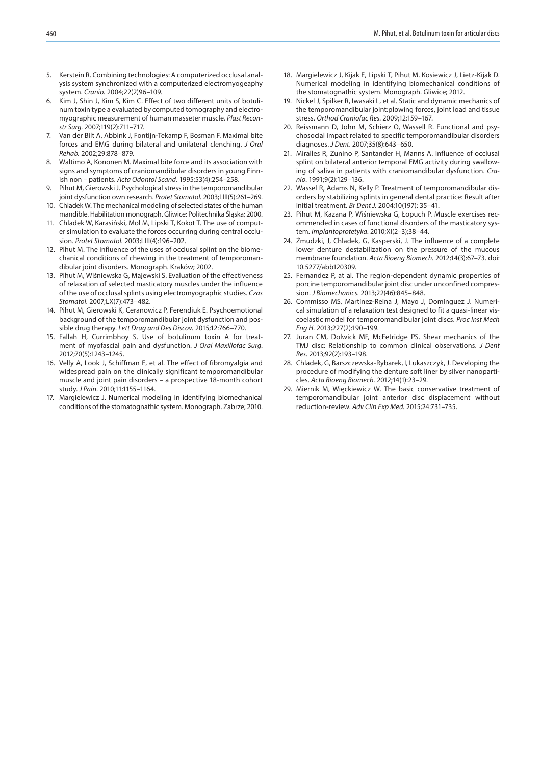5. Kerstein R. Combining technologies: A computerized occlusal analysis system synchronized with a computerized electromyogeaphy system. *Cranio.* 2004;22(2)96–109.
6. Kim J, Shin J, Kim S, Kim C. Effect of two different units of botulinum toxin type a evaluated by computed tomography and electromyographic measurement of human masseter muscle. *Plast Reconstr Surg.* 2007;119(2):711–717.
7. Van der Bilt A, Abbink J, Fontijn-Tekamp F, Bosman F. Maximal bite forces and EMG during bilateral and unilateral clenching. *J Oral Rehab.* 2002;29:878–879.
8. Waltimo A, Kononen M. Maximal bite force and its association with signs and symptoms of craniomandibular disorders in young Finnish non – patients. *Acta Odontol Scand.* 1995;53(4):254–258.
9. Pihut M, Gierowski J. Psychological stress in the temporomandibular joint dysfunction own research. *Protet Stomatol.* 2003;LIII(5):261–269.
10. Chladek W. The mechanical modeling of selected states of the human mandible. Habilitation monograph. Gliwice: Politechnika Śląska; 2000.
11. Chladek W, Karasiński, Mol M, Lipski T, Kokot T. The use of computer simulation to evaluate the forces occurring during central occlusion. *Protet Stomatol.* 2003;LIII(4):196–202.
12. Pihut M. The influence of the uses of occlusal splint on the biomechanical conditions of chewing in the treatment of temporomandibular joint disorders. Monograph. Kraków; 2002.
13. Pihut M, Wiśniewska G, Majewski S. Evaluation of the effectiveness of relaxation of selected masticatory muscles under the influence of the use of occlusal splints using electromyographic studies. *Czas Stomatol.* 2007;LX(7):473–482.
14. Pihut M, Gierowski K, Ceranowicz P, Ferendiuk E. Psychoemotional background of the temporomandibular joint dysfunction and possible drug therapy. *Lett Drug and Des Discov.* 2015;12:766–770.
15. Fallah H, Currimbhoy S. Use of botulinum toxin A for treatment of myofascial pain and dysfunction. *J Oral Maxillofac Surg*. 2012;70(5):1243–1245.
16. Velly A, Look J, Schiffman E, et al. The effect of fibromyalgia and widespread pain on the clinically significant temporomandibular muscle and joint pain disorders – a prospective 18-month cohort study. *J Pain*. 2010;11:1155–1164.
17. Margielewicz J. Numerical modeling in identifying biomechanical conditions of the stomatognathic system. Monograph. Zabrze; 2010.
18. Margielewicz J, Kijak E, Lipski T, Pihut M. Kosiewicz J, Lietz-Kijak D. Numerical modeling in identifying biomechanical conditions of the stomatognathic system. Monograph. Gliwice; 2012.
19. Nickel J, Spilker R, Iwasaki L, et al. Static and dynamic mechanics of the temporomandibular joint:plowing forces, joint load and tissue stress. *Orthod Craniofac Res.* 2009;12:159–167.
20. Reissmann D, John M, Schierz O, Wassell R. Functional and psychosocial impact related to specific temporomandibular disorders diagnoses. *J Dent*. 2007;35(8):643–650.
21. Miralles R, Zunino P, Santander H, Manns A. Influence of occlusal splint on bilateral anterior temporal EMG activity during swallowing of saliva in patients with craniomandibular dysfunction. *Cranio*. 1991;9(2):129–136.
22. Wassel R, Adams N, Kelly P. Treatment of temporomandibular disorders by stabilizing splints in general dental practice: Result after initial treatment. *Br Dent J.* 2004;10(197): 35–41.
23. Pihut M, Kazana P, Wiśniewska G, Łopuch P. Muscle exercises recommended in cases of functional disorders of the masticatory system. *Implantoprotetyka*. 2010;XI(2–3);38–44.
24. Żmudzki, J, Chladek, G, Kasperski, J. The influence of a complete lower denture destabilization on the pressure of the mucous membrane foundation. *Acta Bioeng Biomech.* 2012;14(3):67–73. doi: 10.5277/abb120309.
25. Fernandez P, at al. The region-dependent dynamic properties of porcine temporomandibular joint disc under unconfined compression. *J Biomechanics.* 2013;22(46):845–848.
26. Commisso MS, Martínez-Reina J, Mayo J, Domínguez J. Numerical simulation of a relaxation test designed to fit a quasi-linear viscoelastic model for temporomandibular joint discs. *Proc Inst Mech Eng H.* 2013;227(2):190–199.
27. Juran CM, Dolwick MF, McFetridge PS. Shear mechanics of the TMJ disc: Relationship to common clinical observations. *J Dent Res*. 2013;92(2):193–198.
28. Chladek, G, Barszczewska-Rybarek, I, Lukaszczyk, J. Developing the procedure of modifying the denture soft liner by silver nanoparticles. *Acta Bioeng Biomech.* 2012;14(1):23–29.
29. Miernik M, Więckiewicz W. The basic conservative treatment of temporomandibular joint anterior disc displacement without reduction-review. *Adv Clin Exp Med.* 2015;24:731–735.